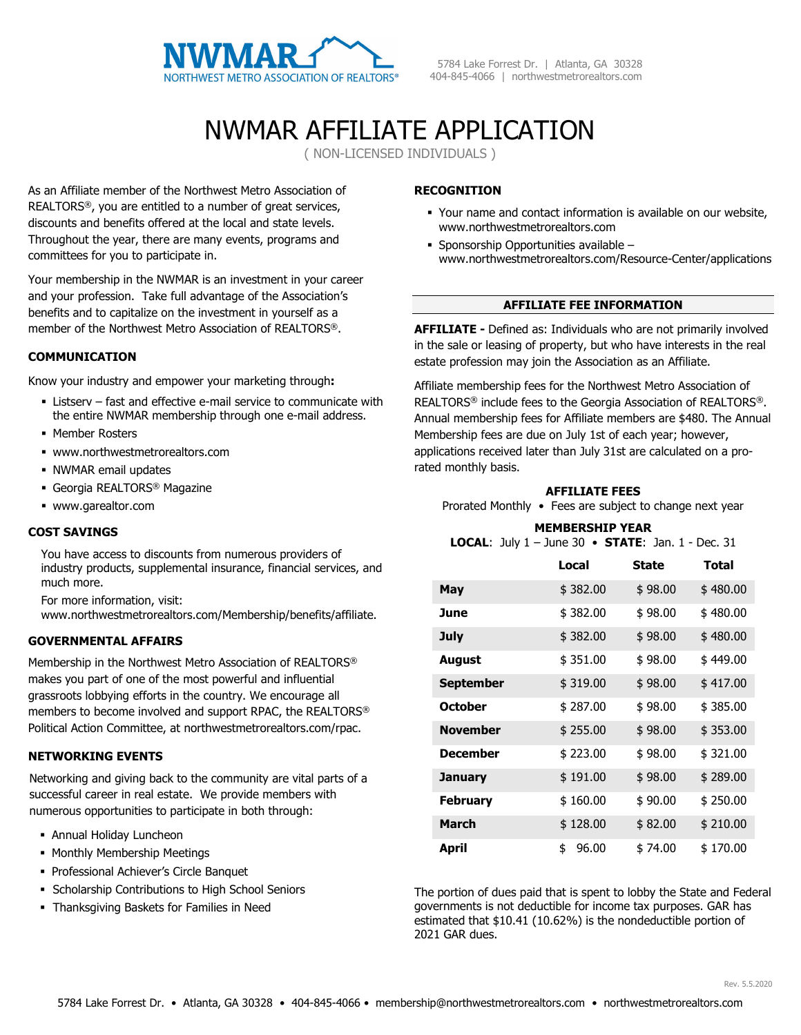NWMAR
NORTHWEST METRO ASSOCIATION OF REALTORS®

5784 Lake Forrest Dr. | Atlanta, GA 30328
404-845-4066 | northwestmetrorealtors.com

# NWMAR AFFILIATE APPLICATION

( NON-LICENSED INDIVIDUALS )

As an Affiliate member of the Northwest Metro Association of REALTORS®, you are entitled to a number of great services, discounts and benefits offered at the local and state levels. Throughout the year, there are many events, programs and committees for you to participate in.

Your membership in the NWMAR is an investment in your career and your profession. Take full advantage of the Association's benefits and to capitalize on the investment in yourself as a member of the Northwest Metro Association of REALTORS®.

**COMMUNICATION**

Know your industry and empower your marketing through**:**

- Listserv – fast and effective e-mail service to communicate with the entire NWMAR membership through one e-mail address.
- Member Rosters
- www.northwestmetrorealtors.com
- NWMAR email updates
- Georgia REALTORS® Magazine
- www.garealtor.com

**COST SAVINGS**

You have access to discounts from numerous providers of industry products, supplemental insurance, financial services, and much more.

For more information, visit:
www.northwestmetrorealtors.com/Membership/benefits/affiliate.

**GOVERNMENTAL AFFAIRS**

Membership in the Northwest Metro Association of REALTORS® makes you part of one of the most powerful and influential grassroots lobbying efforts in the country. We encourage all members to become involved and support RPAC, the REALTORS® Political Action Committee, at northwestmetrorealtors.com/rpac.

**NETWORKING EVENTS**

Networking and giving back to the community are vital parts of a successful career in real estate. We provide members with numerous opportunities to participate in both through:

- Annual Holiday Luncheon
- Monthly Membership Meetings
- Professional Achiever's Circle Banquet
- Scholarship Contributions to High School Seniors
- Thanksgiving Baskets for Families in Need

**RECOGNITION**

- Your name and contact information is available on our website, www.northwestmetrorealtors.com
- Sponsorship Opportunities available – www.northwestmetrorealtors.com/Resource-Center/applications

**AFFILIATE FEE INFORMATION**

**AFFILIATE -** Defined as: Individuals who are not primarily involved in the sale or leasing of property, but who have interests in the real estate profession may join the Association as an Affiliate.

Affiliate membership fees for the Northwest Metro Association of REALTORS® include fees to the Georgia Association of REALTORS®. Annual membership fees for Affiliate members are $480. The Annual Membership fees are due on July 1st of each year; however, applications received later than July 31st are calculated on a pro-rated monthly basis.

**AFFILIATE FEES**

Prorated Monthly • Fees are subject to change next year

**MEMBERSHIP YEAR**

**LOCAL**: July 1 – June 30 • **STATE**: Jan. 1 - Dec. 31

| | Local | State | Total |
|---|---|---|---|
| **May** | $ 382.00 | $ 98.00 | $ 480.00 |
| **June** | $ 382.00 | $ 98.00 | $ 480.00 |
| **July** | $ 382.00 | $ 98.00 | $ 480.00 |
| **August** | $ 351.00 | $ 98.00 | $ 449.00 |
| **September** | $ 319.00 | $ 98.00 | $ 417.00 |
| **October** | $ 287.00 | $ 98.00 | $ 385.00 |
| **November** | $ 255.00 | $ 98.00 | $ 353.00 |
| **December** | $ 223.00 | $ 98.00 | $ 321.00 |
| **January** | $ 191.00 | $ 98.00 | $ 289.00 |
| **February** | $ 160.00 | $ 90.00 | $ 250.00 |
| **March** | $ 128.00 | $ 82.00 | $ 210.00 |
| **April** | $ 96.00 | $ 74.00 | $ 170.00 |

The portion of dues paid that is spent to lobby the State and Federal governments is not deductible for income tax purposes. GAR has estimated that $10.41 (10.62%) is the nondeductible portion of 2021 GAR dues.

Rev. 5.5.2020

5784 Lake Forrest Dr. • Atlanta, GA 30328 • 404-845-4066 • membership@northwestmetrorealtors.com • northwestmetrorealtors.com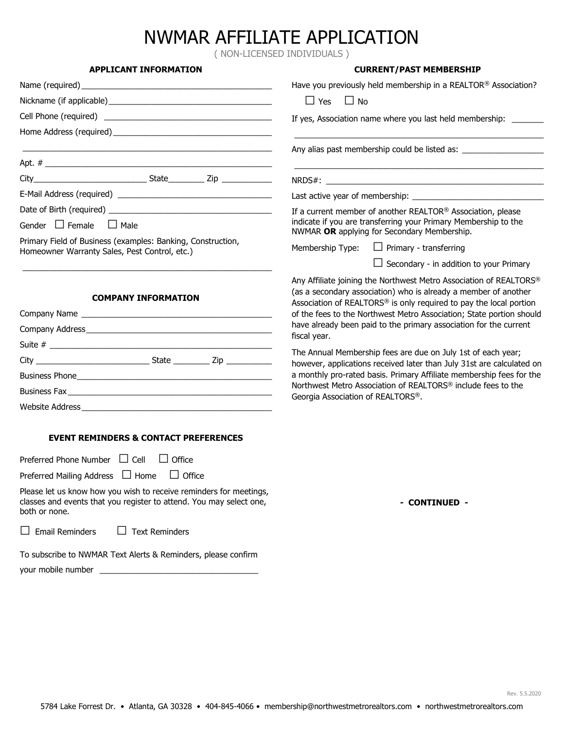# NWMAR AFFILIATE APPLICATION

( NON-LICENSED INDIVIDUALS )

### APPLICANT INFORMATION

Name (required)___________________________________________

Nickname (if applicable)_____________________________________

Cell Phone (required) _______________________________________

Home Address (required)_____________________________________

___________________________________________________________

Apt. # _____________________________________________________

City_________________________ State________ Zip ___________

E-Mail Address (required) ____________________________________

Date of Birth (required) ______________________________________

Gender ☐ Female ☐ Male

Primary Field of Business (examples: Banking, Construction, Homeowner Warranty Sales, Pest Control, etc.)

___________________________________________________________

### COMPANY INFORMATION

Company Name ___________________________________________

Company Address_________________________________________

Suite # _____________________________________________________

City _________________________ State ________ Zip __________

Business Phone___________________________________________

Business Fax_____________________________________________

Website Address__________________________________________

### EVENT REMINDERS & CONTACT PREFERENCES

Preferred Phone Number ☐ Cell ☐ Office

Preferred Mailing Address ☐ Home ☐ Office

Please let us know how you wish to receive reminders for meetings, classes and events that you register to attend. You may select one, both or none.

☐ Email Reminders ☐ Text Reminders

To subscribe to NWMAR Text Alerts & Reminders, please confirm your mobile number ___________________________________

### CURRENT/PAST MEMBERSHIP

Have you previously held membership in a REALTOR® Association?

☐ Yes ☐ No

If yes, Association name where you last held membership: _______

___________________________________________________________

Any alias past membership could be listed as: __________________

___________________________________________________________

NRDS#: ___________________________________________________

Last active year of membership: _____________________________

If a current member of another REALTOR® Association, please indicate if you are transferring your Primary Membership to the NWMAR **OR** applying for Secondary Membership.

Membership Type: ☐ Primary - transferring

☐ Secondary - in addition to your Primary

Any Affiliate joining the Northwest Metro Association of REALTORS® (as a secondary association) who is already a member of another Association of REALTORS® is only required to pay the local portion of the fees to the Northwest Metro Association; State portion should have already been paid to the primary association for the current fiscal year.

The Annual Membership fees are due on July 1st of each year; however, applications received later than July 31st are calculated on a monthly pro-rated basis. Primary Affiliate membership fees for the Northwest Metro Association of REALTORS® include fees to the Georgia Association of REALTORS®.

**- CONTINUED -**

Rev. 5.5.2020

5784 Lake Forrest Dr. • Atlanta, GA 30328 • 404-845-4066 • membership@northwestmetrorealtors.com • northwestmetrorealtors.com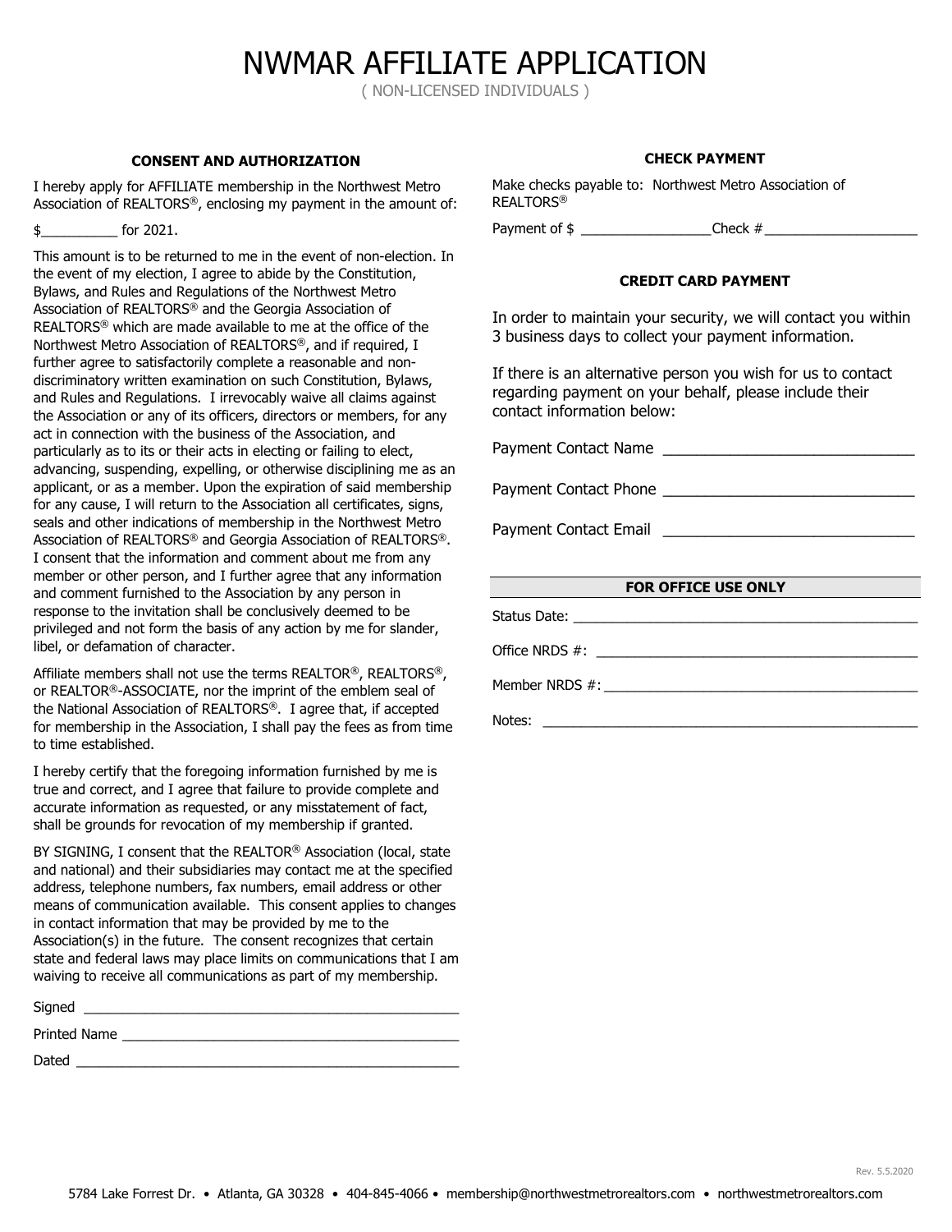# NWMAR AFFILIATE APPLICATION

( NON-LICENSED INDIVIDUALS )

### CONSENT AND AUTHORIZATION

I hereby apply for AFFILIATE membership in the Northwest Metro Association of REALTORS®, enclosing my payment in the amount of:

$__________ for 2021.

This amount is to be returned to me in the event of non-election. In the event of my election, I agree to abide by the Constitution, Bylaws, and Rules and Regulations of the Northwest Metro Association of REALTORS® and the Georgia Association of REALTORS® which are made available to me at the office of the Northwest Metro Association of REALTORS®, and if required, I further agree to satisfactorily complete a reasonable and non-discriminatory written examination on such Constitution, Bylaws, and Rules and Regulations. I irrevocably waive all claims against the Association or any of its officers, directors or members, for any act in connection with the business of the Association, and particularly as to its or their acts in electing or failing to elect, advancing, suspending, expelling, or otherwise disciplining me as an applicant, or as a member. Upon the expiration of said membership for any cause, I will return to the Association all certificates, signs, seals and other indications of membership in the Northwest Metro Association of REALTORS® and Georgia Association of REALTORS®. I consent that the information and comment about me from any member or other person, and I further agree that any information and comment furnished to the Association by any person in response to the invitation shall be conclusively deemed to be privileged and not form the basis of any action by me for slander, libel, or defamation of character.

Affiliate members shall not use the terms REALTOR®, REALTORS®, or REALTOR®-ASSOCIATE, nor the imprint of the emblem seal of the National Association of REALTORS®. I agree that, if accepted for membership in the Association, I shall pay the fees as from time to time established.

I hereby certify that the foregoing information furnished by me is true and correct, and I agree that failure to provide complete and accurate information as requested, or any misstatement of fact, shall be grounds for revocation of my membership if granted.

BY SIGNING, I consent that the REALTOR® Association (local, state and national) and their subsidiaries may contact me at the specified address, telephone numbers, fax numbers, email address or other means of communication available. This consent applies to changes in contact information that may be provided by me to the Association(s) in the future. The consent recognizes that certain state and federal laws may place limits on communications that I am waiving to receive all communications as part of my membership.

Signed ______________________________________________

Printed Name ________________________________________

Dated ______________________________________________

### CHECK PAYMENT

Make checks payable to: Northwest Metro Association of REALTORS®

Payment of $ ________________ Check # ___________________

### CREDIT CARD PAYMENT

In order to maintain your security, we will contact you within 3 business days to collect your payment information.

If there is an alternative person you wish for us to contact regarding payment on your behalf, please include their contact information below:

Payment Contact Name ______________________________

Payment Contact Phone ______________________________

Payment Contact Email ______________________________

### FOR OFFICE USE ONLY

Status Date: ____________________________________________

Office NRDS #: __________________________________________

Member NRDS #: _________________________________________

Notes: _________________________________________________

Rev. 5.5.2020

5784 Lake Forrest Dr. • Atlanta, GA 30328 • 404-845-4066 • membership@northwestmetrorealtors.com • northwestmetrorealtors.com